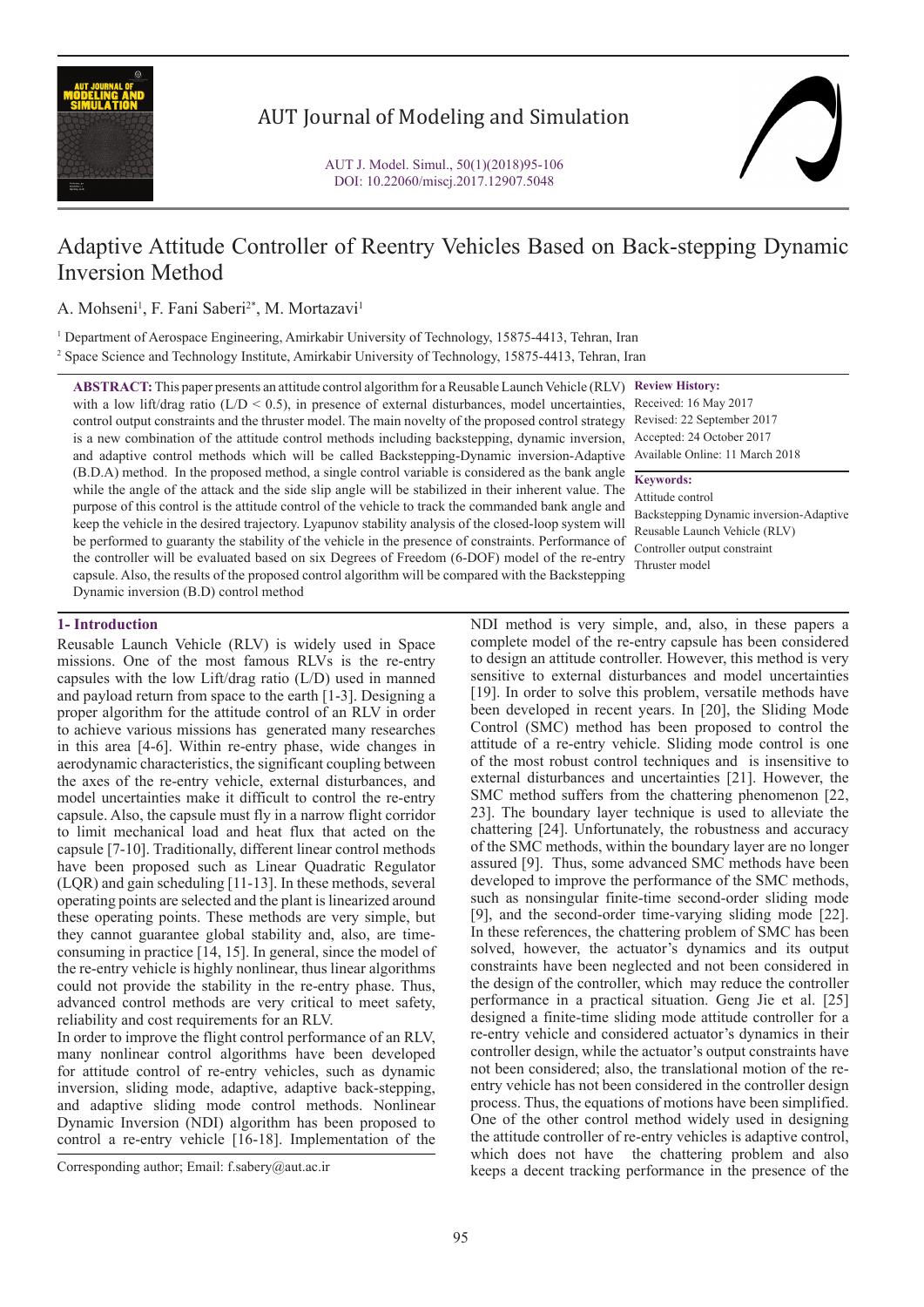# Adaptive Attitude Controller of Reentry Vehicles Based on Back-stepping Dynamic Inversion Method

A. Mohseni[1], F. Fani Saberi[2*], M. Mortazavi[1]

[1] Department of Aerospace Engineering, Amirkabir University of Technology, 15875-4413, Tehran, Iran

[2] Space Science and Technology Institute, Amirkabir University of Technology, 15875-4413, Tehran, Iran

**ABSTRACT:** This paper presents an attitude control algorithm for a Reusable Launch Vehicle (RLV) with a low lift/drag ratio (L/D < 0.5), in presence of external disturbances, model uncertainties, control output constraints and the thruster model. The main novelty of the proposed control strategy is a new combination of the attitude control methods including backstepping, dynamic inversion, and adaptive control methods which will be called Backstepping-Dynamic inversion-Adaptive (B.D.A) method. In the proposed method, a single control variable is considered as the bank angle while the angle of the attack and the side slip angle will be stabilized in their inherent value. The purpose of this control is the attitude control of the vehicle to track the commanded bank angle and keep the vehicle in the desired trajectory. Lyapunov stability analysis of the closed-loop system will be performed to guaranty the stability of the vehicle in the presence of constraints. Performance of the controller will be evaluated based on six Degrees of Freedom (6-DOF) model of the re-entry capsule. Also, the results of the proposed control algorithm will be compared with the Backstepping Dynamic inversion (B.D) control method

**Review History:**

Received: 16 May 2017

Revised: 22 September 2017

Accepted: 24 October 2017

Available Online: 11 March 2018

**Keywords:**

Attitude control

Backstepping Dynamic inversion-Adaptive

Reusable Launch Vehicle (RLV)

Controller output constraint

Thruster model

## 1- Introduction

Reusable Launch Vehicle (RLV) is widely used in Space missions. One of the most famous RLVs is the re-entry capsules with the low Lift/drag ratio (L/D) used in manned and payload return from space to the earth [1-3]. Designing a proper algorithm for the attitude control of an RLV in order to achieve various missions has generated many researches in this area [4-6]. Within re-entry phase, wide changes in aerodynamic characteristics, the significant coupling between the axes of the re-entry vehicle, external disturbances, and model uncertainties make it difficult to control the re-entry capsule. Also, the capsule must fly in a narrow flight corridor to limit mechanical load and heat flux that acted on the capsule [7-10]. Traditionally, different linear control methods have been proposed such as Linear Quadratic Regulator (LQR) and gain scheduling [11-13]. In these methods, several operating points are selected and the plant is linearized around these operating points. These methods are very simple, but they cannot guarantee global stability and, also, are time-consuming in practice [14, 15]. In general, since the model of the re-entry vehicle is highly nonlinear, thus linear algorithms could not provide the stability in the re-entry phase. Thus, advanced control methods are very critical to meet safety, reliability and cost requirements for an RLV.

In order to improve the flight control performance of an RLV, many nonlinear control algorithms have been developed for attitude control of re-entry vehicles, such as dynamic inversion, sliding mode, adaptive, adaptive back-stepping, and adaptive sliding mode control methods. Nonlinear Dynamic Inversion (NDI) algorithm has been proposed to control a re-entry vehicle [16-18]. Implementation of the NDI method is very simple, and, also, in these papers a complete model of the re-entry capsule has been considered to design an attitude controller. However, this method is very sensitive to external disturbances and model uncertainties [19]. In order to solve this problem, versatile methods have been developed in recent years. In [20], the Sliding Mode Control (SMC) method has been proposed to control the attitude of a re-entry vehicle. Sliding mode control is one of the most robust control techniques and is insensitive to external disturbances and uncertainties [21]. However, the SMC method suffers from the chattering phenomenon [22, 23]. The boundary layer technique is used to alleviate the chattering [24]. Unfortunately, the robustness and accuracy of the SMC methods, within the boundary layer are no longer assured [9]. Thus, some advanced SMC methods have been developed to improve the performance of the SMC methods, such as nonsingular finite-time second-order sliding mode [9], and the second-order time-varying sliding mode [22]. In these references, the chattering problem of SMC has been solved, however, the actuator's dynamics and its output constraints have been neglected and not been considered in the design of the controller, which may reduce the controller performance in a practical situation. Geng Jie et al. [25] designed a finite-time sliding mode attitude controller for a re-entry vehicle and considered actuator's dynamics in their controller design, while the actuator's output constraints have not been considered; also, the translational motion of the re-entry vehicle has not been considered in the controller design process. Thus, the equations of motions have been simplified. One of the other control method widely used in designing the attitude controller of re-entry vehicles is adaptive control, which does not have the chattering problem and also keeps a decent tracking performance in the presence of the

Corresponding author; Email: f.sabery@aut.ac.ir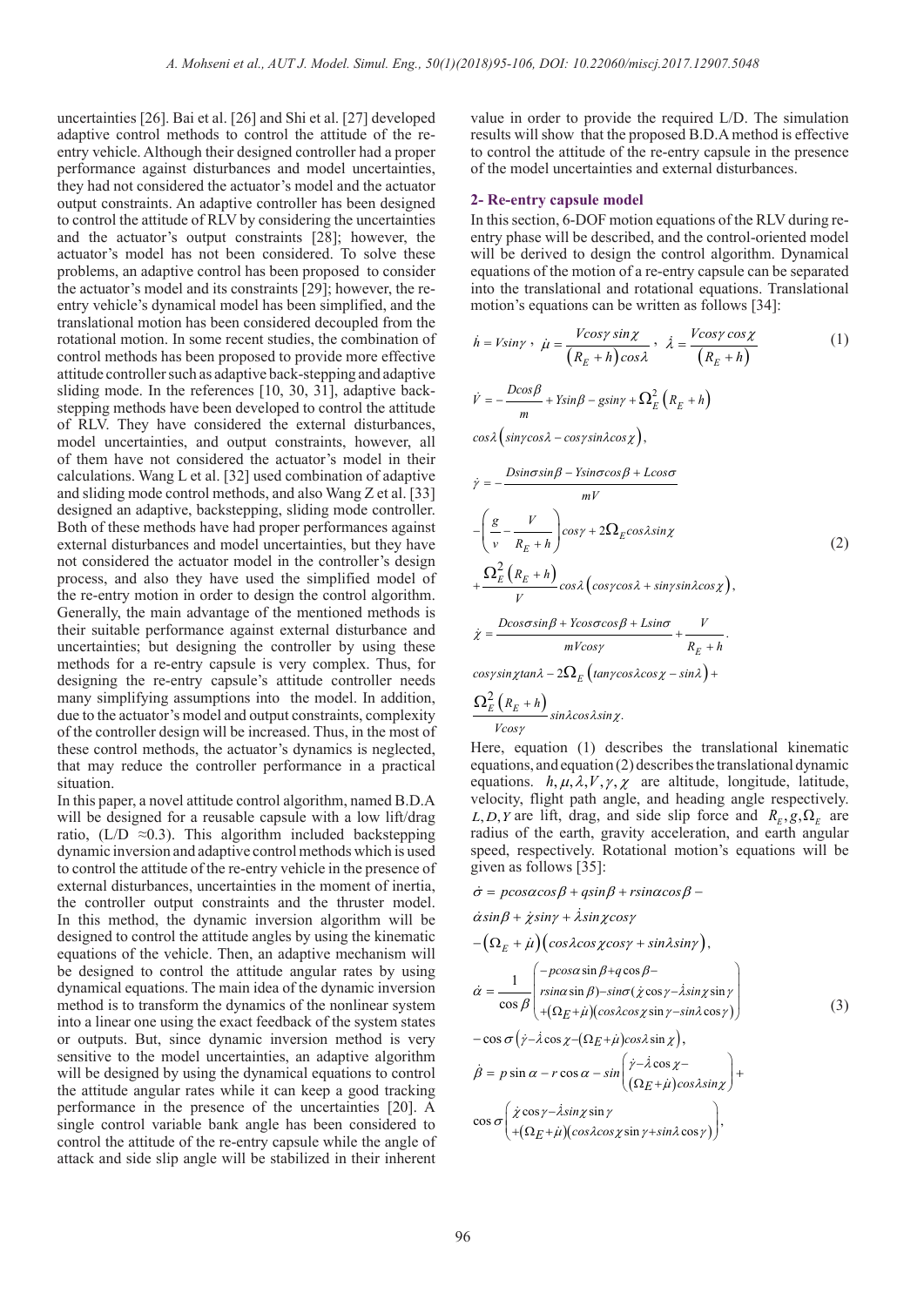uncertainties [26]. Bai et al. [26] and Shi et al. [27] developed adaptive control methods to control the attitude of the re-entry vehicle. Although their designed controller had a proper performance against disturbances and model uncertainties, they had not considered the actuator's model and the actuator output constraints. An adaptive controller has been designed to control the attitude of RLV by considering the uncertainties and the actuator's output constraints [28]; however, the actuator's model has not been considered. To solve these problems, an adaptive control has been proposed to consider the actuator's model and its constraints [29]; however, the re-entry vehicle's dynamical model has been simplified, and the translational motion has been considered decoupled from the rotational motion. In some recent studies, the combination of control methods has been proposed to provide more effective attitude controller such as adaptive back-stepping and adaptive sliding mode. In the references [10, 30, 31], adaptive back-stepping methods have been developed to control the attitude of RLV. They have considered the external disturbances, model uncertainties, and output constraints, however, all of them have not considered the actuator's model in their calculations. Wang L et al. [32] used combination of adaptive and sliding mode control methods, and also Wang Z et al. [33] designed an adaptive, backstepping, sliding mode controller. Both of these methods have had proper performances against external disturbances and model uncertainties, but they have not considered the actuator model in the controller's design process, and also they have used the simplified model of the re-entry motion in order to design the control algorithm. Generally, the main advantage of the mentioned methods is their suitable performance against external disturbance and uncertainties; but designing the controller by using these methods for a re-entry capsule is very complex. Thus, for designing the re-entry capsule's attitude controller needs many simplifying assumptions into the model. In addition, due to the actuator's model and output constraints, complexity of the controller design will be increased. Thus, in the most of these control methods, the actuator's dynamics is neglected, that may reduce the controller performance in a practical situation.

In this paper, a novel attitude control algorithm, named B.D.A will be designed for a reusable capsule with a low lift/drag ratio, (L/D ≈0.3). This algorithm included backstepping dynamic inversion and adaptive control methods which is used to control the attitude of the re-entry vehicle in the presence of external disturbances, uncertainties in the moment of inertia, the controller output constraints and the thruster model. In this method, the dynamic inversion algorithm will be designed to control the attitude angles by using the kinematic equations of the vehicle. Then, an adaptive mechanism will be designed to control the attitude angular rates by using dynamical equations. The main idea of the dynamic inversion method is to transform the dynamics of the nonlinear system into a linear one using the exact feedback of the system states or outputs. But, since dynamic inversion method is very sensitive to the model uncertainties, an adaptive algorithm will be designed by using the dynamical equations to control the attitude angular rates while it can keep a good tracking performance in the presence of the uncertainties [20]. A single control variable bank angle has been considered to control the attitude of the re-entry capsule while the angle of attack and side slip angle will be stabilized in their inherent value in order to provide the required L/D. The simulation results will show that the proposed B.D.A method is effective to control the attitude of the re-entry capsule in the presence of the model uncertainties and external disturbances.

## 2- Re-entry capsule model

In this section, 6-DOF motion equations of the RLV during re-entry phase will be described, and the control-oriented model will be derived to design the control algorithm. Dynamical equations of the motion of a re-entry capsule can be separated into the translational and rotational equations. Translational motion's equations can be written as follows [34]:

$$\dot{h} = V\sin\gamma\ ,\ \ \dot{\mu} = \frac{V\cos\gamma\sin\chi}{\left(R_E + h\right)\cos\lambda}\ ,\ \ \dot{\lambda} = \frac{V\cos\gamma\cos\chi}{\left(R_E + h\right)} \tag{1}$$

$$\begin{aligned}
\dot{V} &= -\frac{D\cos\beta}{m} + Y\sin\beta - g\sin\gamma + \Omega_E^2\left(R_E + h\right) \\
&\cos\lambda\left(\sin\gamma\cos\lambda - \cos\gamma\sin\lambda\cos\chi\right), \\
\dot{\gamma} &= -\frac{D\sin\sigma\sin\beta - Y\sin\sigma\cos\beta + L\cos\sigma}{mV} \\
&-\left(\frac{g}{v} - \frac{V}{R_E + h}\right)\cos\gamma + 2\Omega_E\cos\lambda\sin\chi \\
&+\frac{\Omega_E^2\left(R_E + h\right)}{V}\cos\lambda\left(\cos\gamma\cos\lambda + \sin\gamma\sin\lambda\cos\chi\right), \\
\dot{\chi} &= \frac{D\cos\sigma\sin\beta + Y\cos\sigma\cos\beta + L\sin\sigma}{mV\cos\gamma} + \frac{V}{R_E + h}. \\
&\cos\gamma\sin\chi\tan\lambda - 2\Omega_E\left(\tan\gamma\cos\lambda\cos\chi - \sin\lambda\right) + \\
&\frac{\Omega_E^2\left(R_E + h\right)}{V\cos\gamma}\sin\lambda\cos\lambda\sin\chi.
\end{aligned} \tag{2}$$

Here, equation (1) describes the translational kinematic equations, and equation (2) describes the translational dynamic equations. $h, \mu, \lambda, V, \gamma, \chi$ are altitude, longitude, latitude, velocity, flight path angle, and heading angle respectively. $L, D, Y$ are lift, drag, and side slip force and $R_E, g, \Omega_E$ are radius of the earth, gravity acceleration, and earth angular speed, respectively. Rotational motion's equations will be given as follows [35]:

$$\begin{aligned}
\dot{\sigma} &= p\cos\alpha\cos\beta + q\sin\beta + r\sin\alpha\cos\beta - \\
&\dot{\alpha}\sin\beta + \dot{\chi}\sin\gamma + \dot{\lambda}\sin\chi\cos\gamma \\
&-\left(\Omega_E + \dot{\mu}\right)\left(\cos\lambda\cos\chi\cos\gamma + \sin\lambda\sin\gamma\right), \\
\dot{\alpha} &= \frac{1}{\cos\beta}\begin{pmatrix} -p\cos\alpha\sin\beta + q\cos\beta - \\ r\sin\alpha\sin\beta) - \sin\sigma(\dot{\chi}\cos\gamma - \dot{\lambda}\sin\chi\sin\gamma \\ +(\Omega_E + \dot{\mu})(\cos\lambda\cos\chi\sin\gamma - \sin\lambda\cos\gamma)\end{pmatrix} \\
&-\cos\sigma\left(\dot{\gamma} - \dot{\lambda}\cos\chi - (\Omega_E + \dot{\mu})\cos\lambda\sin\chi\right), \\
\dot{\beta} &= p\sin\alpha - r\cos\alpha - \sin\begin{pmatrix} \dot{\gamma} - \dot{\lambda}\cos\chi - \\ (\Omega_E + \dot{\mu})\cos\lambda\sin\chi \end{pmatrix} + \\
&\cos\sigma\begin{pmatrix} \dot{\chi}\cos\gamma - \dot{\lambda}\sin\chi\sin\gamma \\ +(\Omega_E + \dot{\mu})(\cos\lambda\cos\chi\sin\gamma + \sin\lambda\cos\gamma) \end{pmatrix},
\end{aligned} \tag{3}$$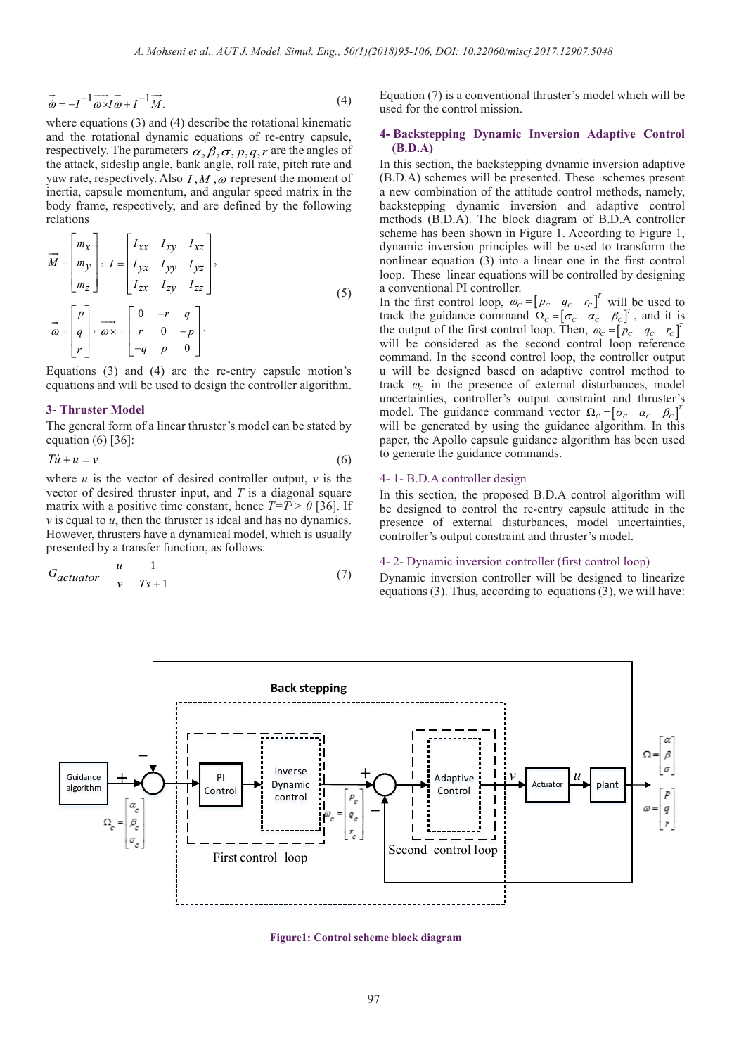$$\vec{\dot{\omega}} = -I^{-1}\overrightarrow{\omega\times}I\vec{\omega} + I^{-1}\vec{M}. \tag{4}$$

where equations (3) and (4) describe the rotational kinematic and the rotational dynamic equations of re-entry capsule, respectively. The parameters $\alpha, \beta, \sigma, p, q, r$ are the angles of the attack, sideslip angle, bank angle, roll rate, pitch rate and yaw rate, respectively. Also $I, M, \omega$ represent the moment of inertia, capsule momentum, and angular speed matrix in the body frame, respectively, and are defined by the following relations

$$\vec{M} = \begin{bmatrix} m_x \\ m_y \\ m_z \end{bmatrix}, \; I = \begin{bmatrix} I_{xx} & I_{xy} & I_{xz} \\ I_{yx} & I_{yy} & I_{yz} \\ I_{zx} & I_{zy} & I_{zz} \end{bmatrix},$$
$$\vec{\omega} = \begin{bmatrix} p \\ q \\ r \end{bmatrix}, \; \overrightarrow{\omega\times} = \begin{bmatrix} 0 & -r & q \\ r & 0 & -p \\ -q & p & 0 \end{bmatrix}. \tag{5}$$

Equations (3) and (4) are the re-entry capsule motion's equations and will be used to design the controller algorithm.

## 3- Thruster Model

The general form of a linear thruster's model can be stated by equation (6) [36]:

$$T\dot{u} + u = v \tag{6}$$

where $u$ is the vector of desired controller output, $v$ is the vector of desired thruster input, and $T$ is a diagonal square matrix with a positive time constant, hence $T=T^T> 0$ [36]. If $v$ is equal to $u$, then the thruster is ideal and has no dynamics. However, thrusters have a dynamical model, which is usually presented by a transfer function, as follows:

$$G_{actuator} = \frac{u}{v} = \frac{1}{Ts+1} \tag{7}$$

Equation (7) is a conventional thruster's model which will be used for the control mission.

## 4- Backstepping Dynamic Inversion Adaptive Control (B.D.A)

In this section, the backstepping dynamic inversion adaptive (B.D.A) schemes will be presented. These schemes present a new combination of the attitude control methods, namely, backstepping dynamic inversion and adaptive control methods (B.D.A). The block diagram of B.D.A controller scheme has been shown in Figure 1. According to Figure 1, dynamic inversion principles will be used to transform the nonlinear equation (3) into a linear one in the first control loop. These linear equations will be controlled by designing a conventional PI controller.

In the first control loop, $\omega_c = [p_c \;\; q_c \;\; r_c]^T$ will be used to track the guidance command $\Omega_c = [\sigma_c \;\; \alpha_c \;\; \beta_c]^T$, and it is the output of the first control loop. Then, $\omega_c = [p_c \;\; q_c \;\; r_c]^T$ will be considered as the second control loop reference command. In the second control loop, the controller output u will be designed based on adaptive control method to track $\omega_c$ in the presence of external disturbances, model uncertainties, controller's output constraint and thruster's model. The guidance command vector $\Omega_c = [\sigma_c \;\; \alpha_c \;\; \beta_c]^T$ will be generated by using the guidance algorithm. In this paper, the Apollo capsule guidance algorithm has been used to generate the guidance commands.

### 4- 1- B.D.A controller design

In this section, the proposed B.D.A control algorithm will be designed to control the re-entry capsule attitude in the presence of external disturbances, model uncertainties, controller's output constraint and thruster's model.

### 4- 2- Dynamic inversion controller (first control loop)

Dynamic inversion controller will be designed to linearize equations (3). Thus, according to equations (3), we will have:

**Figure1: Control scheme block diagram**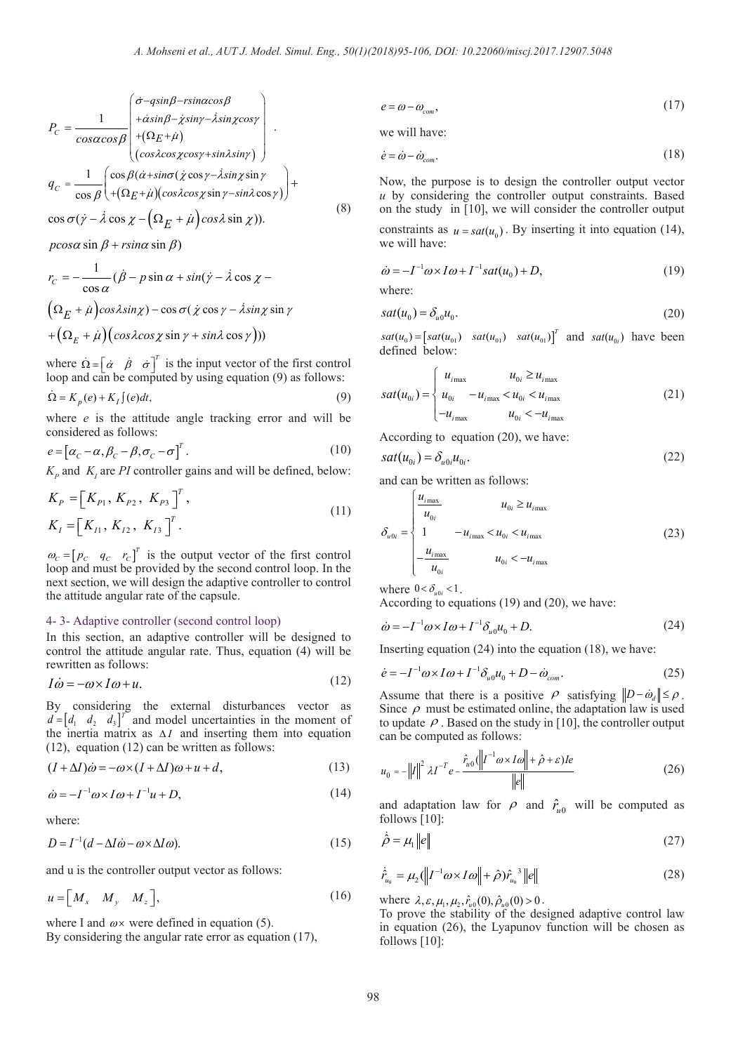$$P_C = \frac{1}{cos\alpha cos\beta}\begin{pmatrix} \dot{\sigma} - qsin\beta - rsin\alpha cos\beta \\ +\dot{\alpha} sin\beta - \dot{\chi} sin\gamma - \dot{\lambda} sin\chi cos\gamma \\ +(\Omega_E + \dot{\mu}) \\ (cos\lambda cos\chi cos\gamma + sin\lambda sin\gamma) \end{pmatrix}.$$

$$q_C = \frac{1}{\cos\beta}\begin{pmatrix} \cos\beta(\dot{\alpha} + sin\sigma(\dot{\chi}\cos\gamma - \dot{\lambda} sin\chi \sin\gamma \\ +(\Omega_E + \dot{\mu})(cos\lambda cos\chi \sin\gamma - sin\lambda \cos\gamma) \end{pmatrix} +$$
$$\cos\sigma(\dot{\gamma} - \dot{\lambda}\cos\chi - \left(\Omega_E + \dot{\mu}\right) cos\lambda \sin\chi)). \tag{8}$$
$$pcos\alpha \sin\beta + rsin\alpha \sin\beta)$$

$$r_C = -\frac{1}{\cos\alpha}(\dot{\beta} - p\sin\alpha + sin(\dot{\gamma} - \dot{\lambda}\cos\chi -$$
$$\left(\Omega_E + \dot{\mu}\right) cos\lambda sin\chi) - \cos\sigma(\dot{\chi}\cos\gamma - \dot{\lambda} sin\chi \sin\gamma$$
$$+ \left(\Omega_E + \dot{\mu}\right)\left(cos\lambda cos\chi \sin\gamma + sin\lambda \cos\gamma\right)))$$

where $\dot{\Omega} = \begin{bmatrix} \dot{\alpha} & \dot{\beta} & \dot{\sigma} \end{bmatrix}^T$ is the input vector of the first control loop and can be computed by using equation (9) as follows:

$$\dot{\Omega} = K_p(e) + K_I \int (e)dt, \tag{9}$$

where $e$ is the attitude angle tracking error and will be considered as follows:

$$e = \left[\alpha_C - \alpha, \beta_C - \beta, \sigma_C - \sigma\right]^T. \tag{10}$$

$K_p$ and $K_I$ are *PI* controller gains and will be defined, below:

$$K_P = \left[K_{P1}, K_{P2}, K_{P3}\right]^T,$$
$$K_I = \left[K_{I1}, K_{I2}, K_{I3}\right]^T. \tag{11}$$

$\omega_C = \left[p_C \quad q_C \quad r_C\right]^T$ is the output vector of the first control loop and must be provided by the second control loop. In the next section, we will design the adaptive controller to control the attitude angular rate of the capsule.

### 4- 3- Adaptive controller (second control loop)

In this section, an adaptive controller will be designed to control the attitude angular rate. Thus, equation (4) will be rewritten as follows:

$$I\dot{\omega} = -\omega \times I\omega + u. \tag{12}$$

By considering the external disturbances vector as $d = \begin{bmatrix} d_1 & d_2 & d_3 \end{bmatrix}^T$ and model uncertainties in the moment of the inertia matrix as $\Delta I$ and inserting them into equation (12), equation (12) can be written as follows:

$$(I + \Delta I)\dot{\omega} = -\omega \times (I + \Delta I)\omega + u + d, \tag{13}$$

$$\dot{\omega} = -I^{-1}\omega \times I\omega + I^{-1}u + D, \tag{14}$$

where:

$$D = I^{-1}(d - \Delta I\dot{\omega} - \omega \times \Delta I\omega). \tag{15}$$

and u is the controller output vector as follows:

$$u = \begin{bmatrix} M_x & M_y & M_z \end{bmatrix}, \tag{16}$$

where I and $\omega\times$ were defined in equation (5).

By considering the angular rate error as equation (17),

$$e = \omega - \omega_{com}, \tag{17}$$

we will have:

$$\dot{e} = \dot{\omega} - \dot{\omega}_{com}. \tag{18}$$

Now, the purpose is to design the controller output vector $u$ by considering the controller output constraints. Based on the study in [10], we will consider the controller output constraints as $u = sat(u_0)$. By inserting it into equation (14), we will have:

$$\dot{\omega} = -I^{-1}\omega \times I\omega + I^{-1}sat(u_0) + D, \tag{19}$$

where:

$$sat(u_0) = \delta_{u0}u_0. \tag{20}$$

$sat(u_0) = \begin{bmatrix} sat(u_{01}) & sat(u_{01}) & sat(u_{01}) \end{bmatrix}^T$ and $sat(u_{0i})$ have been defined below:

$$sat(u_{0i}) = \begin{cases} u_{i\max} & u_{0i} \geq u_{i\max} \\ u_{0i} & -u_{i\max} < u_{0i} < u_{i\max} \\ -u_{i\max} & u_{0i} < -u_{i\max} \end{cases} \tag{21}$$

According to equation (20), we have:

$$sat(u_{0i}) = \delta_{u0i}u_{0i}. \tag{22}$$

and can be written as follows:

$$\delta_{u0i} = \begin{cases} \dfrac{u_{i\max}}{u_{0i}} & u_{0i} \geq u_{i\max} \\ 1 & -u_{i\max} < u_{0i} < u_{i\max} \\ -\dfrac{u_{i\max}}{u_{0i}} & u_{0i} < -u_{i\max} \end{cases} \tag{23}$$

where $0 < \delta_{u0i} < 1$.

According to equations (19) and (20), we have:

$$\dot{\omega} = -I^{-1}\omega \times I\omega + I^{-1}\delta_{u0}u_0 + D. \tag{24}$$

Inserting equation (24) into the equation (18), we have:

$$\dot{e} = -I^{-1}\omega \times I\omega + I^{-1}\delta_{u0}u_0 + D - \dot{\omega}_{com}. \tag{25}$$

Assume that there is a positive $\rho$ satisfying $\left\|D - \dot{\omega}_d\right\| \leq \rho$. Since $\rho$ must be estimated online, the adaptation law is used to update $\rho$. Based on the study in [10], the controller output can be computed as follows:

$$u_0 = -\left\|I\right\|^2 \lambda I^{-T}e - \frac{\hat{r}_{u0}(\left\|I^{-1}\omega \times I\omega\right\| + \hat{\rho} + \varepsilon)Ie}{\left\|e\right\|} \tag{26}$$

and adaptation law for $\rho$ and $\hat{r}_{u0}$ will be computed as follows [10]:

$$\dot{\hat{\rho}} = \mu_1\left\|e\right\| \tag{27}$$

$$\dot{\hat{r}}_{u_0} = \mu_2(\left\|I^{-1}\omega \times I\omega\right\| + \hat{\rho})\hat{r}_{u_0}^{\ 3}\left\|e\right\| \tag{28}$$

where $\lambda, \varepsilon, \mu_1, \mu_2, \hat{r}_{u0}(0), \hat{\rho}_{u0}(0) > 0$.

To prove the stability of the designed adaptive control law in equation (26), the Lyapunov function will be chosen as follows [10]: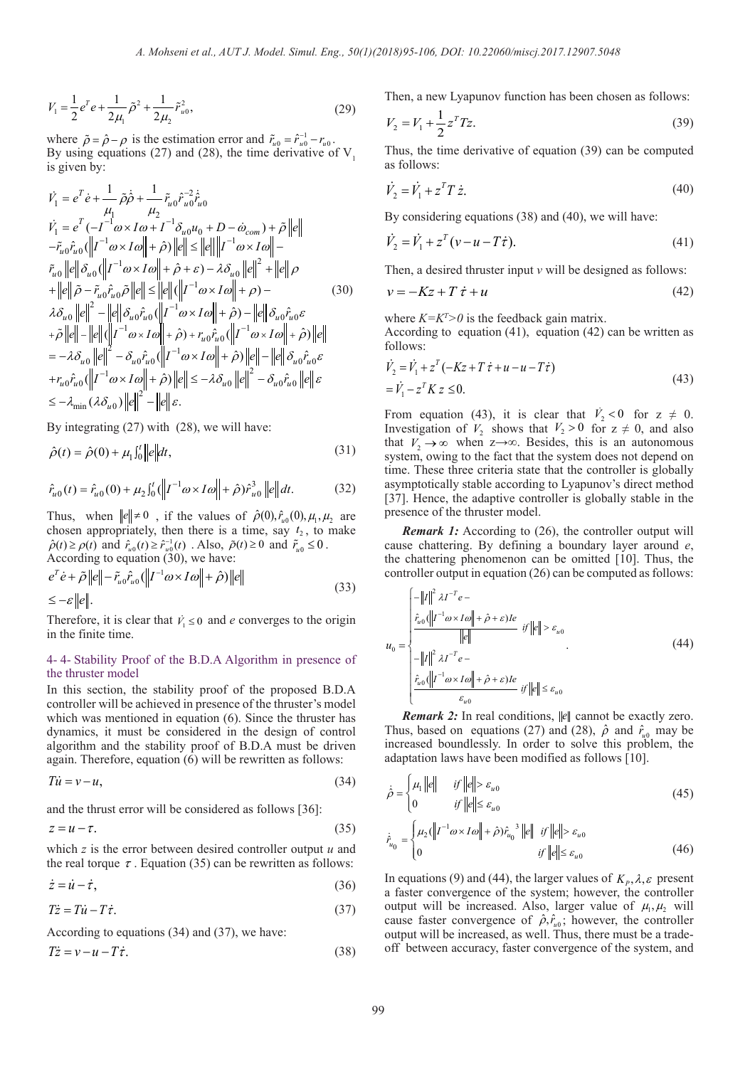$$V_1 = \frac{1}{2}e^T e + \frac{1}{2\mu_1}\tilde{\rho}^2 + \frac{1}{2\mu_2}\tilde{r}_{u0}^2, \tag{29}$$

where $\tilde{\rho} = \hat{\rho} - \rho$ is the estimation error and $\tilde{r}_{u0} = \hat{r}_{u0}^{-1} - r_{u0}$. By using equations (27) and (28), the time derivative of $V_1$ is given by:

$$\begin{aligned}
&\dot{V}_1 = e^T \dot{e} + \frac{1}{\mu_1}\tilde{\rho}\dot{\hat{\rho}} + \frac{1}{\mu_2}\tilde{r}_{u0}\hat{r}_{u0}^{-2}\dot{\hat{r}}_{u0} \\
&\dot{V}_1 = e^T(-I^{-1}\omega\times I\omega + I^{-1}\delta_{u0}u_0 + D - \dot{\omega}_{com}) + \tilde{\rho}\|e\| \\
&-\tilde{r}_{u0}\hat{r}_{u0}(\|I^{-1}\omega\times I\omega\| + \hat{\rho})\|e\| \le \|e\|\|I^{-1}\omega\times I\omega\| - \\
&\tilde{r}_{u0}\|e\|\delta_{u0}(\|I^{-1}\omega\times I\omega\| + \hat{\rho} + \varepsilon) - \lambda\delta_{u0}\|e\|^2 + \|e\|\rho \\
&+\|e\|\tilde{\rho} - \tilde{r}_{u0}\hat{r}_{u0}\tilde{\rho}\|e\| \le \|e\|(\|I^{-1}\omega\times I\omega\| + \rho) - \\
&\lambda\delta_{u0}\|e\|^2 - \|e\|\delta_{u0}\hat{r}_{u0}(\|I^{-1}\omega\times I\omega\| + \hat{\rho}) - \|e\|\delta_{u0}\hat{r}_{u0}\varepsilon \\
&+\tilde{\rho}\|e\| - \|e\|(\|I^{-1}\omega\times I\omega\| + \hat{\rho}) + r_{u0}\hat{r}_{u0}(\|I^{-1}\omega\times I\omega\| + \hat{\rho})\|e\| \\
&= -\lambda\delta_{u0}\|e\|^2 - \delta_{u0}\hat{r}_{u0}(\|I^{-1}\omega\times I\omega\| + \hat{\rho})\|e\| - \|e\|\delta_{u0}\hat{r}_{u0}\varepsilon \\
&+r_{u0}\hat{r}_{u0}(\|I^{-1}\omega\times I\omega\| + \hat{\rho})\|e\| \le -\lambda\delta_{u0}\|e\|^2 - \delta_{u0}\hat{r}_{u0}\|e\|\varepsilon \\
&\le -\lambda_{\min}(\lambda\delta_{u0})\|e\|^2 - \|e\|\varepsilon.
\end{aligned} \tag{30}$$

By integrating (27) with (28), we will have:

$$\hat{\rho}(t) = \hat{\rho}(0) + \mu_1\int_0^t \|e\|dt, \tag{31}$$

$$\hat{r}_{u0}(t) = \hat{r}_{u0}(0) + \mu_2\int_0^t (\|I^{-1}\omega\times I\omega\| + \hat{\rho})\hat{r}_{u0}^3\|e\|dt. \tag{32}$$

Thus, when $\|e\| \ne 0$, if the values of $\hat{\rho}(0), \hat{r}_{u0}(0), \mu_1, \mu_2$ are chosen appropriately, then there is a time, say $t_2$, to make $\hat{\rho}(t) \ge \rho(t)$ and $\hat{r}_{u0}(t) \ge \hat{r}_{u0}^{-1}(t)$. Also, $\tilde{\rho}(t) \ge 0$ and $\tilde{r}_{u0} \le 0$. According to equation (30), we have:

$$\begin{aligned}
&e^T\dot{e} + \tilde{\rho}\|e\| - \tilde{r}_{u0}\hat{r}_{u0}(\|I^{-1}\omega\times I\omega\| + \hat{\rho})\|e\| \\
&\le -\varepsilon\|e\|.
\end{aligned} \tag{33}$$

Therefore, it is clear that $\dot{V}_1 \le 0$ and $e$ converges to the origin in the finite time.

### 4- 4- Stability Proof of the B.D.A Algorithm in presence of the thruster model

In this section, the stability proof of the proposed B.D.A controller will be achieved in presence of the thruster's model which was mentioned in equation (6). Since the thruster has dynamics, it must be considered in the design of control algorithm and the stability proof of B.D.A must be driven again. Therefore, equation (6) will be rewritten as follows:

$$T\dot{u} = v - u, \tag{34}$$

and the thrust error will be considered as follows [36]:

$$z = u - \tau. \tag{35}$$

which $z$ is the error between desired controller output $u$ and the real torque $\tau$. Equation (35) can be rewritten as follows:

$$\dot{z} = \dot{u} - \dot{\tau}, \tag{36}$$

$$T\dot{z} = T\dot{u} - T\dot{\tau}. \tag{37}$$

According to equations (34) and (37), we have:

$$T\dot{z} = v - u - T\dot{\tau}. \tag{38}$$

Then, a new Lyapunov function has been chosen as follows:

$$V_2 = V_1 + \frac{1}{2}z^T T z. \tag{39}$$

Thus, the time derivative of equation (39) can be computed as follows:

$$\dot{V}_2 = \dot{V}_1 + z^T T\dot{z}. \tag{40}$$

By considering equations (38) and (40), we will have:

$$\dot{V}_2 = \dot{V}_1 + z^T(v - u - T\dot{\tau}). \tag{41}$$

Then, a desired thruster input $v$ will be designed as follows:

$$v = -Kz + T\dot{\tau} + u \tag{42}$$

where $K=K^T>0$ is the feedback gain matrix.
According to equation (41), equation (42) can be written as follows:

$$\begin{aligned}
&\dot{V}_2 = \dot{V}_1 + z^T(-Kz + T\dot{\tau} + u - u - T\dot{\tau}) \\
&= \dot{V}_1 - z^T K z \le 0.
\end{aligned} \tag{43}$$

From equation (43), it is clear that $\dot{V}_2 < 0$ for $z \ne 0$. Investigation of $V_2$ shows that $V_2 > 0$ for $z \ne 0$, and also that $V_2 \to \infty$ when $z \to \infty$. Besides, this is an autonomous system, owing to the fact that the system does not depend on time. These three criteria state that the controller is globally asymptotically stable according to Lyapunov's direct method [37]. Hence, the adaptive controller is globally stable in the presence of the thruster model.

***Remark 1:*** According to (26), the controller output will cause chattering. By defining a boundary layer around $e$, the chattering phenomenon can be omitted [10]. Thus, the controller output in equation (26) can be computed as follows:

$$u_0 = \begin{cases} -\|I\|^2\lambda I^{-T}e - \dfrac{\hat{r}_{u0}(\|I^{-1}\omega\times I\omega\| + \hat{\rho} + \varepsilon)Ie}{\|e\|} & \text{if } \|e\| > \varepsilon_{u0} \\ -\|I\|^2\lambda I^{-T}e - \dfrac{\hat{r}_{u0}(\|I^{-1}\omega\times I\omega\| + \hat{\rho} + \varepsilon)Ie}{\varepsilon_{u0}} & \text{if } \|e\| \le \varepsilon_{u0} \end{cases}. \tag{44}$$

***Remark 2:*** In real conditions, $\|e\|$ cannot be exactly zero. Thus, based on equations (27) and (28), $\hat{\rho}$ and $\hat{r}_{u0}$ may be increased boundlessly. In order to solve this problem, the adaptation laws have been modified as follows [10].

$$\dot{\hat{\rho}} = \begin{cases} \mu_1\|e\| & \text{if } \|e\| > \varepsilon_{u0} \\ 0 & \text{if } \|e\| \le \varepsilon_{u0} \end{cases} \tag{45}$$

$$\dot{\hat{r}}_{u0} = \begin{cases} \mu_2(\|I^{-1}\omega\times I\omega\| + \hat{\rho})\hat{r}_{u0}^3\|e\| & \text{if } \|e\| > \varepsilon_{u0} \\ 0 & \text{if } \|e\| \le \varepsilon_{u0} \end{cases} \tag{46}$$

In equations (9) and (44), the larger values of $K_p, \lambda, \varepsilon$ present a faster convergence of the system; however, the controller output will be increased. Also, larger value of $\mu_1, \mu_2$ will cause faster convergence of $\hat{\rho}, \hat{r}_{u0}$; however, the controller output will be increased, as well. Thus, there must be a trade-off between accuracy, faster convergence of the system, and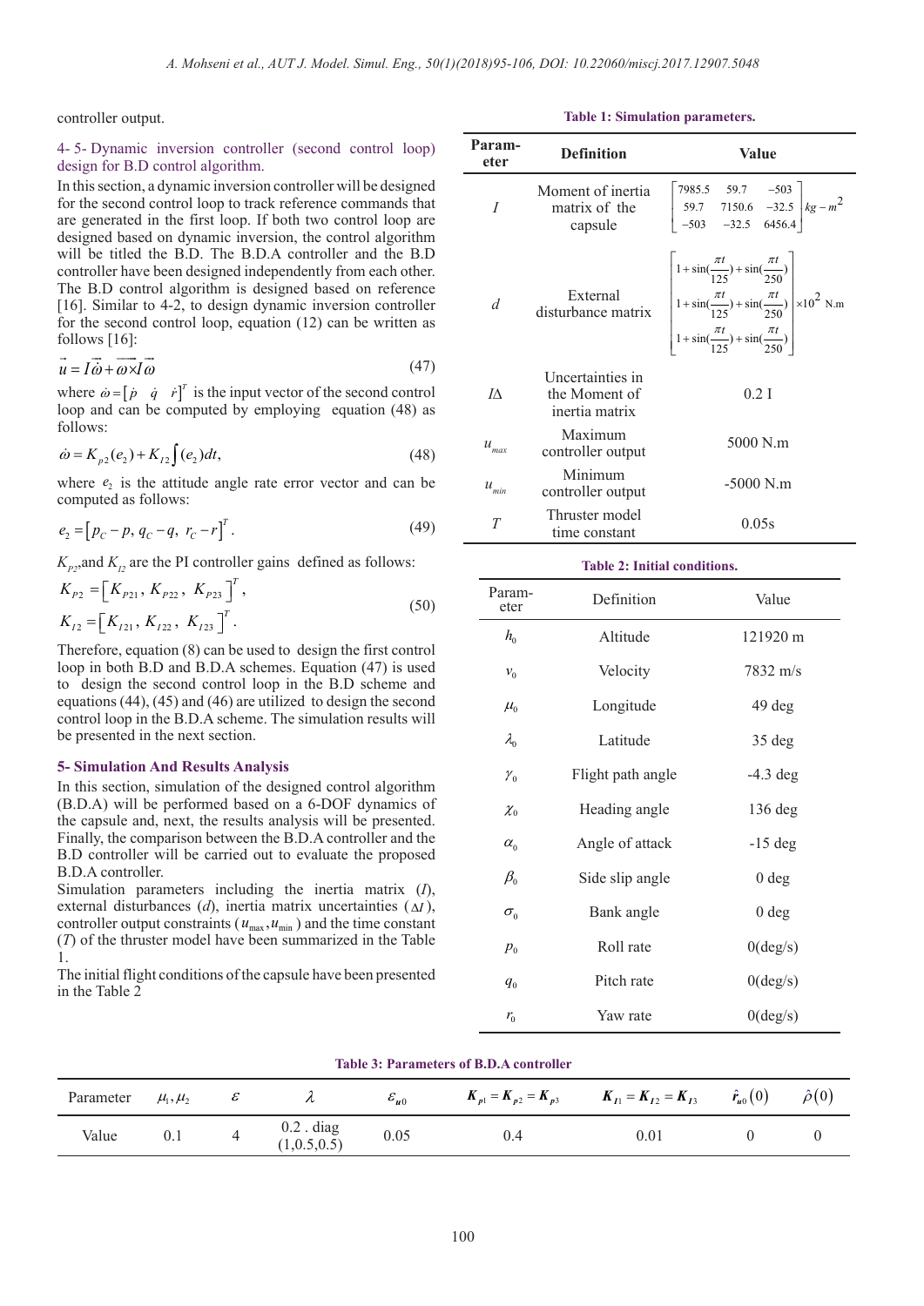controller output.

### 4- 5- Dynamic inversion controller (second control loop) design for B.D control algorithm.

In this section, a dynamic inversion controller will be designed for the second control loop to track reference commands that are generated in the first loop. If both two control loop are designed based on dynamic inversion, the control algorithm will be titled the B.D. The B.D.A controller and the B.D controller have been designed independently from each other. The B.D control algorithm is designed based on reference [16]. Similar to 4-2, to design dynamic inversion controller for the second control loop, equation (12) can be written as follows [16]:

$$\vec{u} = I\vec{\dot{\omega}} + \overrightarrow{\omega \times I\omega} \tag{47}$$

where $\dot{\omega} = \begin{bmatrix} \dot{p} & \dot{q} & \dot{r} \end{bmatrix}^T$ is the input vector of the second control loop and can be computed by employing equation (48) as follows:

$$\dot{\omega} = K_{p2}(e_2) + K_{I2}\int (e_2)dt, \tag{48}$$

where $e_2$ is the attitude angle rate error vector and can be computed as follows:

$$e_2 = \begin{bmatrix} p_C - p, \; q_C - q, \; r_C - r \end{bmatrix}^T. \tag{49}$$

$K_{p2}$, and $K_{I2}$ are the PI controller gains defined as follows:

$$K_{P2} = \begin{bmatrix} K_{P21}, K_{P22}, \; K_{P23} \end{bmatrix}^T, \quad K_{I2} = \begin{bmatrix} K_{I21}, K_{I22}, \; K_{I23} \end{bmatrix}^T. \tag{50}$$

Therefore, equation (8) can be used to design the first control loop in both B.D and B.D.A schemes. Equation (47) is used to design the second control loop in the B.D scheme and equations (44), (45) and (46) are utilized to design the second control loop in the B.D.A scheme. The simulation results will be presented in the next section.

## 5- Simulation And Results Analysis

In this section, simulation of the designed control algorithm (B.D.A) will be performed based on a 6-DOF dynamics of the capsule and, next, the results analysis will be presented. Finally, the comparison between the B.D.A controller and the B.D controller will be carried out to evaluate the proposed B.D.A controller.

Simulation parameters including the inertia matrix ($I$), external disturbances ($d$), inertia matrix uncertainties ($\Delta I$), controller output constraints ($u_{\max}, u_{\min}$) and the time constant ($T$) of the thruster model have been summarized in the Table 1.

The initial flight conditions of the capsule have been presented in the Table 2

**Table 1: Simulation parameters.**

| Parameter | Definition | Value |
|---|---|---|
| $I$ | Moment of inertia matrix of the capsule | $\begin{bmatrix} 7985.5 & 59.7 & -503 \\ 59.7 & 7150.6 & -32.5 \\ -503 & -32.5 & 6456.4 \end{bmatrix} kg-m^2$ |
| $d$ | External disturbance matrix | $\begin{bmatrix} 1+\sin(\frac{\pi t}{125})+\sin(\frac{\pi t}{250}) \\ 1+\sin(\frac{\pi t}{125})+\sin(\frac{\pi t}{250}) \\ 1+\sin(\frac{\pi t}{125})+\sin(\frac{\pi t}{250}) \end{bmatrix} \times 10^2$ N.m |
| $I\Delta$ | Uncertainties in the Moment of inertia matrix | 0.2 I |
| $u_{max}$ | Maximum controller output | 5000 N.m |
| $u_{min}$ | Minimum controller output | -5000 N.m |
| $T$ | Thruster model time constant | 0.05s |

**Table 2: Initial conditions.**

| Parameter | Definition | Value |
|---|---|---|
| $h_0$ | Altitude | 121920 m |
| $v_0$ | Velocity | 7832 m/s |
| $\mu_0$ | Longitude | 49 deg |
| $\lambda_0$ | Latitude | 35 deg |
| $\gamma_0$ | Flight path angle | -4.3 deg |
| $\chi_0$ | Heading angle | 136 deg |
| $\alpha_0$ | Angle of attack | -15 deg |
| $\beta_0$ | Side slip angle | 0 deg |
| $\sigma_0$ | Bank angle | 0 deg |
| $p_0$ | Roll rate | 0(deg/s) |
| $q_0$ | Pitch rate | 0(deg/s) |
| $r_0$ | Yaw rate | 0(deg/s) |

**Table 3: Parameters of B.D.A controller**

| Parameter | $\mu_1, \mu_2$ | $\varepsilon$ | $\lambda$ | $\varepsilon_{u0}$ | $K_{p1} = K_{p2} = K_{p3}$ | $K_{I1} = K_{I2} = K_{I3}$ | $\hat{r}_{u0}(0)$ | $\hat{\rho}(0)$ |
|---|---|---|---|---|---|---|---|---|
| Value | 0.1 | 4 | 0.2 . diag (1,0.5,0.5) | 0.05 | 0.4 | 0.01 | 0 | 0 |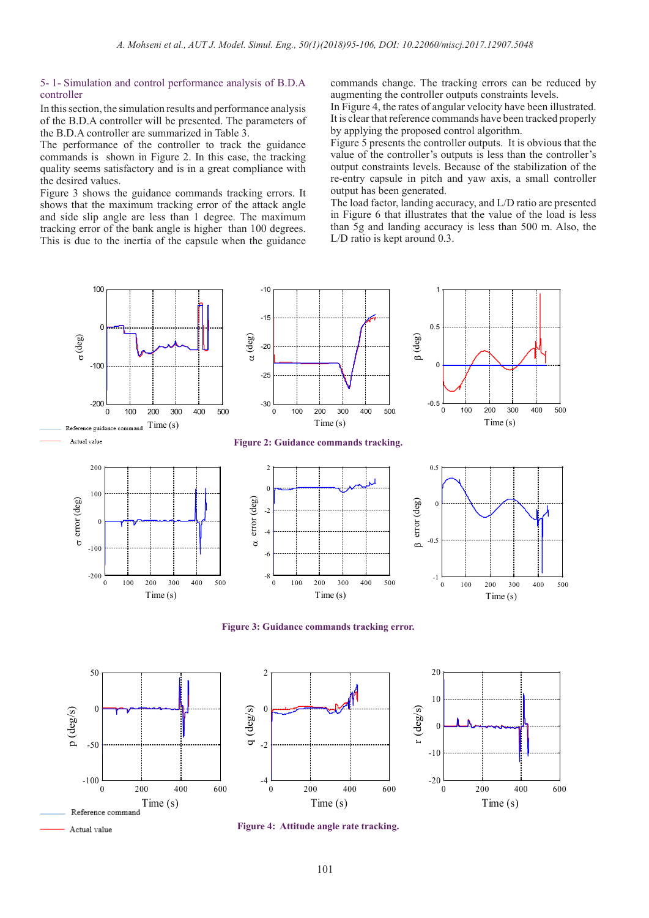### 5- 1- Simulation and control performance analysis of B.D.A controller

In this section, the simulation results and performance analysis of the B.D.A controller will be presented. The parameters of the B.D.A controller are summarized in Table 3.

The performance of the controller to track the guidance commands is shown in Figure 2. In this case, the tracking quality seems satisfactory and is in a great compliance with the desired values.

Figure 3 shows the guidance commands tracking errors. It shows that the maximum tracking error of the attack angle and side slip angle are less than 1 degree. The maximum tracking error of the bank angle is higher than 100 degrees. This is due to the inertia of the capsule when the guidance commands change. The tracking errors can be reduced by augmenting the controller outputs constraints levels.

In Figure 4, the rates of angular velocity have been illustrated. It is clear that reference commands have been tracked properly by applying the proposed control algorithm.

Figure 5 presents the controller outputs. It is obvious that the value of the controller's outputs is less than the controller's output constraints levels. Because of the stabilization of the re-entry capsule in pitch and yaw axis, a small controller output has been generated.

The load factor, landing accuracy, and L/D ratio are presented in Figure 6 that illustrates that the value of the load is less than 5g and landing accuracy is less than 500 m. Also, the L/D ratio is kept around 0.3.

**Figure 2: Guidance commands tracking.**

**Figure 3: Guidance commands tracking error.**

**Figure 4: Attitude angle rate tracking.**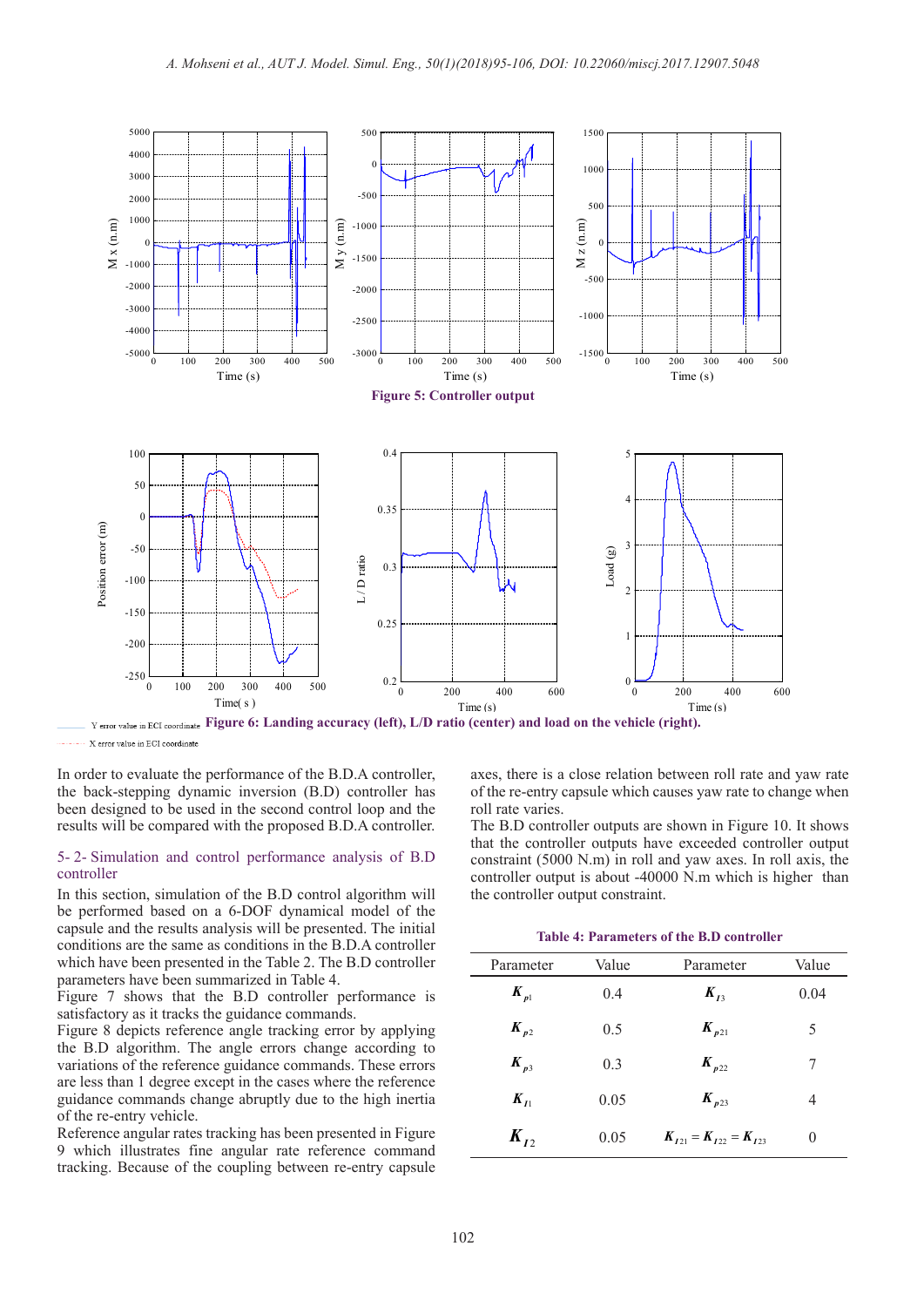Figure 5: Controller output

Figure 6: Landing accuracy (left), L/D ratio (center) and load on the vehicle (right).

Y error value in ECI coordinate
X error value in ECI coordinate

In order to evaluate the performance of the B.D.A controller, the back-stepping dynamic inversion (B.D) controller has been designed to be used in the second control loop and the results will be compared with the proposed B.D.A controller.

## 5- 2- Simulation and control performance analysis of B.D controller

In this section, simulation of the B.D control algorithm will be performed based on a 6-DOF dynamical model of the capsule and the results analysis will be presented. The initial conditions are the same as conditions in the B.D.A controller which have been presented in the Table 2. The B.D controller parameters have been summarized in Table 4.

Figure 7 shows that the B.D controller performance is satisfactory as it tracks the guidance commands.

Figure 8 depicts reference angle tracking error by applying the B.D algorithm. The angle errors change according to variations of the reference guidance commands. These errors are less than 1 degree except in the cases where the reference guidance commands change abruptly due to the high inertia of the re-entry vehicle.

Reference angular rates tracking has been presented in Figure 9 which illustrates fine angular rate reference command tracking. Because of the coupling between re-entry capsule axes, there is a close relation between roll rate and yaw rate of the re-entry capsule which causes yaw rate to change when roll rate varies.

The B.D controller outputs are shown in Figure 10. It shows that the controller outputs have exceeded controller output constraint (5000 N.m) in roll and yaw axes. In roll axis, the controller output is about -40000 N.m which is higher than the controller output constraint.

**Table 4: Parameters of the B.D controller**

| Parameter | Value | Parameter | Value |
|---|---|---|---|
| $K_{p1}$ | 0.4 | $K_{I3}$ | 0.04 |
| $K_{p2}$ | 0.5 | $K_{p21}$ | 5 |
| $K_{p3}$ | 0.3 | $K_{p22}$ | 7 |
| $K_{I1}$ | 0.05 | $K_{p23}$ | 4 |
| $K_{I2}$ | 0.05 | $K_{I21} = K_{I22} = K_{I23}$ | 0 |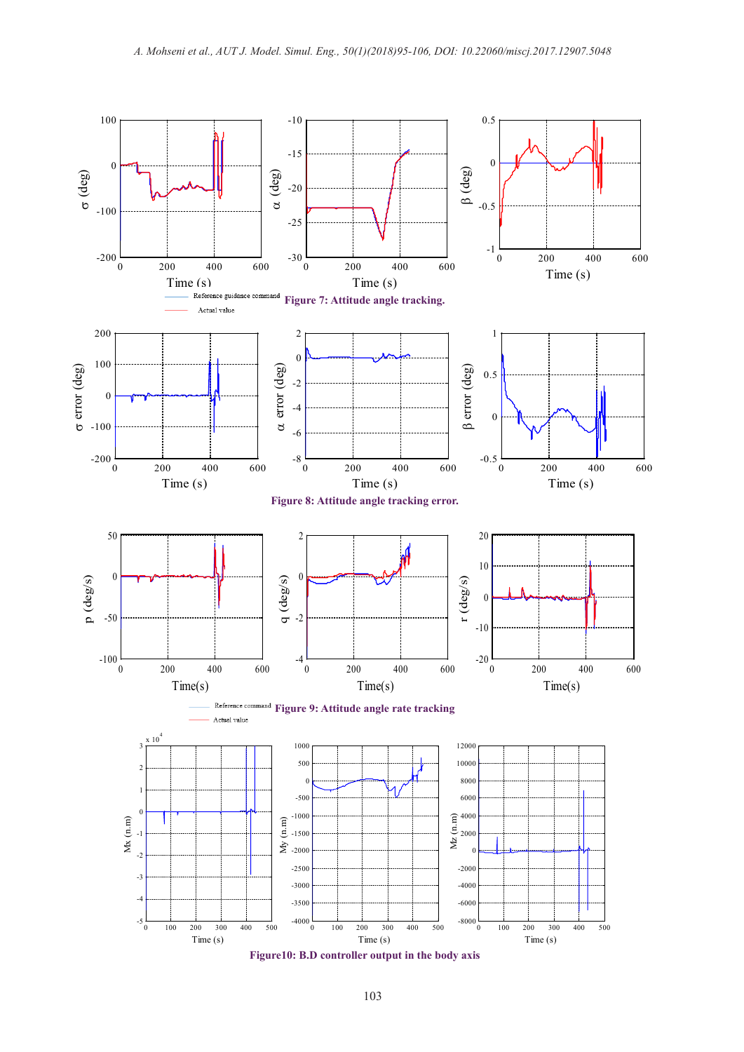Figure 7: Attitude angle tracking.

Figure 8: Attitude angle tracking error.

Figure 9: Attitude angle rate tracking

Figure10: B.D controller output in the body axis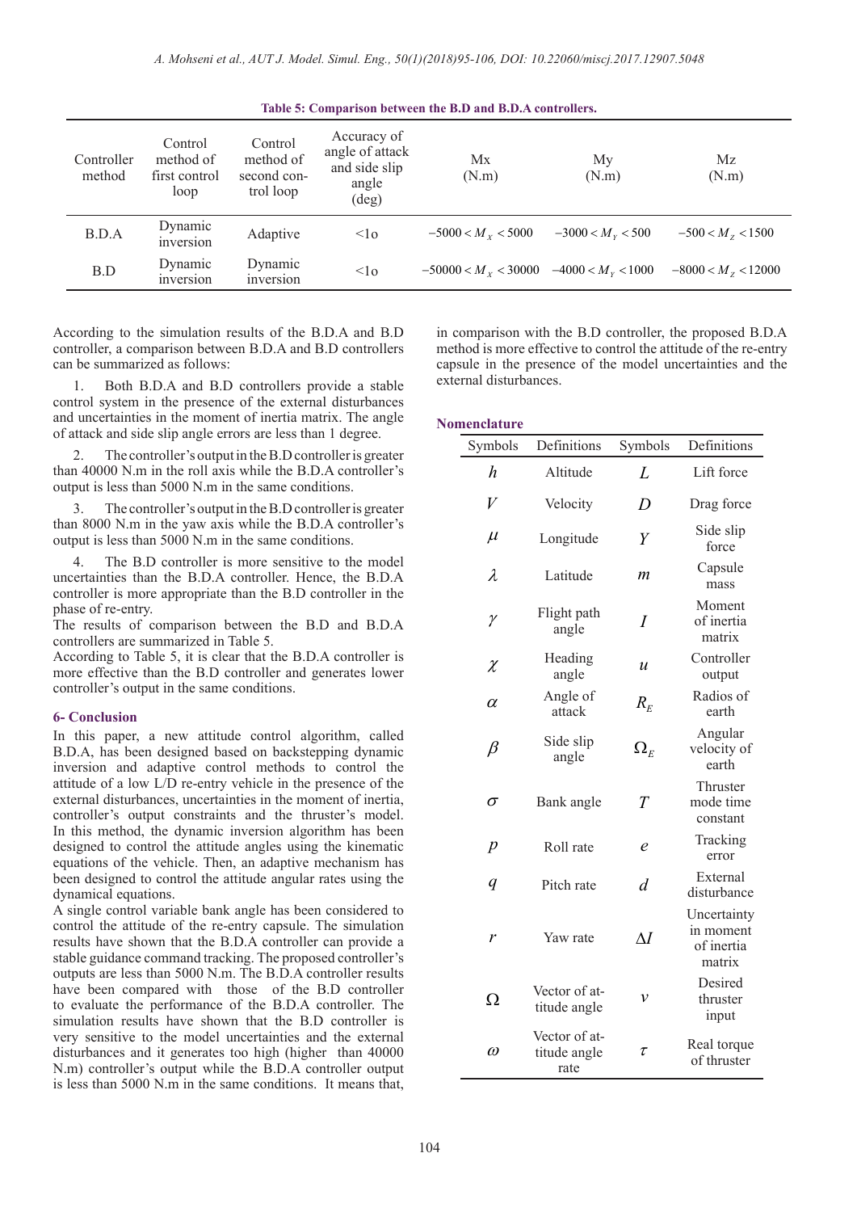Table 5: Comparison between the B.D and B.D.A controllers.

| Controller method | Control method of first control loop | Control method of second control loop | Accuracy of angle of attack and side slip angle (deg) | Mx (N.m) | My (N.m) | Mz (N.m) |
|---|---|---|---|---|---|---|
| B.D.A | Dynamic inversion | Adaptive | <1o | $-5000 < M_X < 5000$ | $-3000 < M_Y < 500$ | $-500 < M_Z < 1500$ |
| B.D | Dynamic inversion | Dynamic inversion | <1o | $-50000 < M_X < 30000$ | $-4000 < M_Y < 1000$ | $-8000 < M_Z < 12000$ |

According to the simulation results of the B.D.A and B.D controller, a comparison between B.D.A and B.D controllers can be summarized as follows:

1. Both B.D.A and B.D controllers provide a stable control system in the presence of the external disturbances and uncertainties in the moment of inertia matrix. The angle of attack and side slip angle errors are less than 1 degree.

2. The controller's output in the B.D controller is greater than 40000 N.m in the roll axis while the B.D.A controller's output is less than 5000 N.m in the same conditions.

3. The controller's output in the B.D controller is greater than 8000 N.m in the yaw axis while the B.D.A controller's output is less than 5000 N.m in the same conditions.

4. The B.D controller is more sensitive to the model uncertainties than the B.D.A controller. Hence, the B.D.A controller is more appropriate than the B.D controller in the phase of re-entry.

The results of comparison between the B.D and B.D.A controllers are summarized in Table 5.

According to Table 5, it is clear that the B.D.A controller is more effective than the B.D controller and generates lower controller's output in the same conditions.

## 6- Conclusion

In this paper, a new attitude control algorithm, called B.D.A, has been designed based on backstepping dynamic inversion and adaptive control methods to control the attitude of a low L/D re-entry vehicle in the presence of the external disturbances, uncertainties in the moment of inertia, controller's output constraints and the thruster's model. In this method, the dynamic inversion algorithm has been designed to control the attitude angles using the kinematic equations of the vehicle. Then, an adaptive mechanism has been designed to control the attitude angular rates using the dynamical equations.

A single control variable bank angle has been considered to control the attitude of the re-entry capsule. The simulation results have shown that the B.D.A controller can provide a stable guidance command tracking. The proposed controller's outputs are less than 5000 N.m. The B.D.A controller results have been compared with those of the B.D controller to evaluate the performance of the B.D.A controller. The simulation results have shown that the B.D controller is very sensitive to the model uncertainties and the external disturbances and it generates too high (higher than 40000 N.m) controller's output while the B.D.A controller output is less than 5000 N.m in the same conditions. It means that, in comparison with the B.D controller, the proposed B.D.A method is more effective to control the attitude of the re-entry capsule in the presence of the model uncertainties and the external disturbances.

## Nomenclature

| Symbols | Definitions | Symbols | Definitions |
|---|---|---|---|
| $h$ | Altitude | $L$ | Lift force |
| $V$ | Velocity | $D$ | Drag force |
| $\mu$ | Longitude | $Y$ | Side slip force |
| $\lambda$ | Latitude | $m$ | Capsule mass |
| $\gamma$ | Flight path angle | $I$ | Moment of inertia matrix |
| $\chi$ | Heading angle | $u$ | Controller output |
| $\alpha$ | Angle of attack | $R_E$ | Radios of earth |
| $\beta$ | Side slip angle | $\Omega_E$ | Angular velocity of earth |
| $\sigma$ | Bank angle | $T$ | Thruster mode time constant |
| $p$ | Roll rate | $e$ | Tracking error |
| $q$ | Pitch rate | $d$ | External disturbance |
| $r$ | Yaw rate | $\Delta I$ | Uncertainty in moment of inertia matrix |
| $\Omega$ | Vector of attitude angle | $v$ | Desired thruster input |
| $\omega$ | Vector of attitude angle rate | $\tau$ | Real torque of thruster |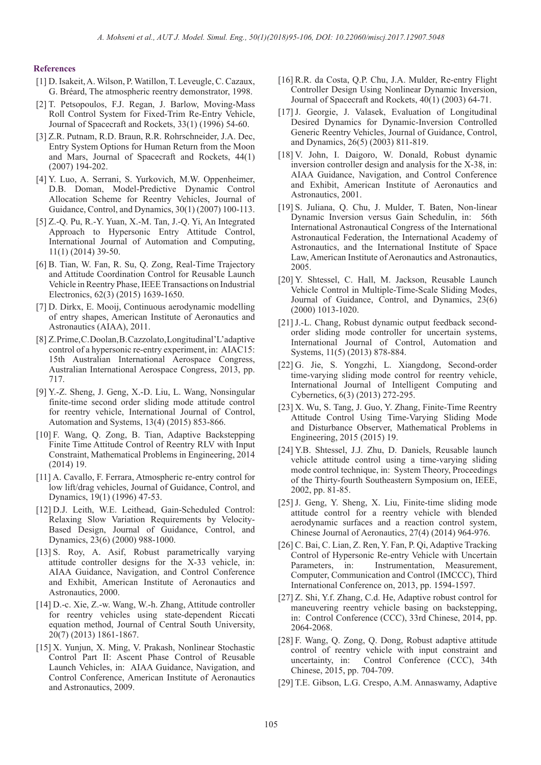### References

[1] D. Isakeit, A. Wilson, P. Watillon, T. Leveugle, C. Cazaux, G. Bréard, The atmospheric reentry demonstrator, 1998.

[2] T. Petsopoulos, F.J. Regan, J. Barlow, Moving-Mass Roll Control System for Fixed-Trim Re-Entry Vehicle, Journal of Spacecraft and Rockets, 33(1) (1996) 54-60.

[3] Z.R. Putnam, R.D. Braun, R.R. Rohrschneider, J.A. Dec, Entry System Options for Human Return from the Moon and Mars, Journal of Spacecraft and Rockets, 44(1) (2007) 194-202.

[4] Y. Luo, A. Serrani, S. Yurkovich, M.W. Oppenheimer, D.B. Doman, Model-Predictive Dynamic Control Allocation Scheme for Reentry Vehicles, Journal of Guidance, Control, and Dynamics, 30(1) (2007) 100-113.

[5] Z.-Q. Pu, R.-Y. Yuan, X.-M. Tan, J.-Q. Yi, An Integrated Approach to Hypersonic Entry Attitude Control, International Journal of Automation and Computing, 11(1) (2014) 39-50.

[6] B. Tian, W. Fan, R. Su, Q. Zong, Real-Time Trajectory and Attitude Coordination Control for Reusable Launch Vehicle in Reentry Phase, IEEE Transactions on Industrial Electronics, 62(3) (2015) 1639-1650.

[7] D. Dirkx, E. Mooij, Continuous aerodynamic modelling of entry shapes, American Institute of Aeronautics and Astronautics (AIAA), 2011.

[8] Z. Prime, C. Doolan, B. Cazzolato, Longitudinal 'L' adaptive control of a hypersonic re-entry experiment, in: AIAC15: 15th Australian International Aerospace Congress, Australian International Aerospace Congress, 2013, pp. 717.

[9] Y.-Z. Sheng, J. Geng, X.-D. Liu, L. Wang, Nonsingular finite-time second order sliding mode attitude control for reentry vehicle, International Journal of Control, Automation and Systems, 13(4) (2015) 853-866.

[10] F. Wang, Q. Zong, B. Tian, Adaptive Backstepping Finite Time Attitude Control of Reentry RLV with Input Constraint, Mathematical Problems in Engineering, 2014 (2014) 19.

[11] A. Cavallo, F. Ferrara, Atmospheric re-entry control for low lift/drag vehicles, Journal of Guidance, Control, and Dynamics, 19(1) (1996) 47-53.

[12] D.J. Leith, W.E. Leithead, Gain-Scheduled Control: Relaxing Slow Variation Requirements by Velocity-Based Design, Journal of Guidance, Control, and Dynamics, 23(6) (2000) 988-1000.

[13] S. Roy, A. Asif, Robust parametrically varying attitude controller designs for the X-33 vehicle, in: AIAA Guidance, Navigation, and Control Conference and Exhibit, American Institute of Aeronautics and Astronautics, 2000.

[14] D.-c. Xie, Z.-w. Wang, W.-h. Zhang, Attitude controller for reentry vehicles using state-dependent Riccati equation method, Journal of Central South University, 20(7) (2013) 1861-1867.

[15] X. Yunjun, X. Ming, V. Prakash, Nonlinear Stochastic Control Part II: Ascent Phase Control of Reusable Launch Vehicles, in: AIAA Guidance, Navigation, and Control Conference, American Institute of Aeronautics and Astronautics, 2009.

[16] R.R. da Costa, Q.P. Chu, J.A. Mulder, Re-entry Flight Controller Design Using Nonlinear Dynamic Inversion, Journal of Spacecraft and Rockets, 40(1) (2003) 64-71.

[17] J. Georgie, J. Valasek, Evaluation of Longitudinal Desired Dynamics for Dynamic-Inversion Controlled Generic Reentry Vehicles, Journal of Guidance, Control, and Dynamics, 26(5) (2003) 811-819.

[18] V. John, I. Daigoro, W. Donald, Robust dynamic inversion controller design and analysis for the X-38, in: AIAA Guidance, Navigation, and Control Conference and Exhibit, American Institute of Aeronautics and Astronautics, 2001.

[19] S. Juliana, Q. Chu, J. Mulder, T. Baten, Non-linear Dynamic Inversion versus Gain Schedulin, in: 56th International Astronautical Congress of the International Astronautical Federation, the International Academy of Astronautics, and the International Institute of Space Law, American Institute of Aeronautics and Astronautics, 2005.

[20] Y. Shtessel, C. Hall, M. Jackson, Reusable Launch Vehicle Control in Multiple-Time-Scale Sliding Modes, Journal of Guidance, Control, and Dynamics, 23(6) (2000) 1013-1020.

[21] J.-L. Chang, Robust dynamic output feedback second-order sliding mode controller for uncertain systems, International Journal of Control, Automation and Systems, 11(5) (2013) 878-884.

[22] G. Jie, S. Yongzhi, L. Xiangdong, Second-order time-varying sliding mode control for reentry vehicle, International Journal of Intelligent Computing and Cybernetics, 6(3) (2013) 272-295.

[23] X. Wu, S. Tang, J. Guo, Y. Zhang, Finite-Time Reentry Attitude Control Using Time-Varying Sliding Mode and Disturbance Observer, Mathematical Problems in Engineering, 2015 (2015) 19.

[24] Y.B. Shtessel, J.J. Zhu, D. Daniels, Reusable launch vehicle attitude control using a time-varying sliding mode control technique, in: System Theory, Proceedings of the Thirty-fourth Southeastern Symposium on, IEEE, 2002, pp. 81-85.

[25] J. Geng, Y. Sheng, X. Liu, Finite-time sliding mode attitude control for a reentry vehicle with blended aerodynamic surfaces and a reaction control system, Chinese Journal of Aeronautics, 27(4) (2014) 964-976.

[26] C. Bai, C. Lian, Z. Ren, Y. Fan, P. Qi, Adaptive Tracking Control of Hypersonic Re-entry Vehicle with Uncertain Parameters, in: Instrumentation, Measurement, Computer, Communication and Control (IMCCC), Third International Conference on, 2013, pp. 1594-1597.

[27] Z. Shi, Y.f. Zhang, C.d. He, Adaptive robust control for maneuvering reentry vehicle basing on backstepping, in: Control Conference (CCC), 33rd Chinese, 2014, pp. 2064-2068.

[28] F. Wang, Q. Zong, Q. Dong, Robust adaptive attitude control of reentry vehicle with input constraint and uncertainty, in: Control Conference (CCC), 34th Chinese, 2015, pp. 704-709.

[29] T.E. Gibson, L.G. Crespo, A.M. Annaswamy, Adaptive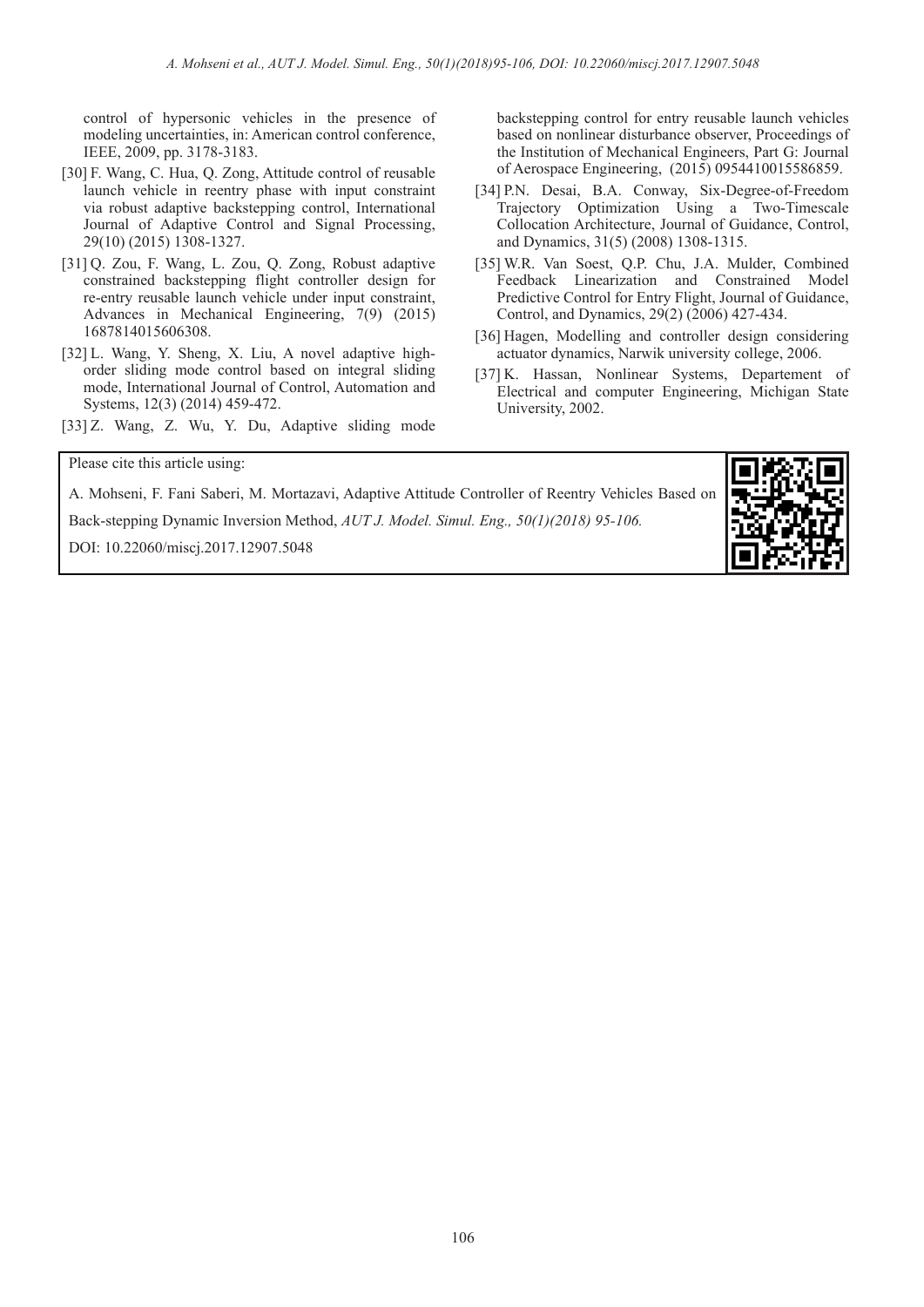control of hypersonic vehicles in the presence of modeling uncertainties, in: American control conference, IEEE, 2009, pp. 3178-3183.

[30] F. Wang, C. Hua, Q. Zong, Attitude control of reusable launch vehicle in reentry phase with input constraint via robust adaptive backstepping control, International Journal of Adaptive Control and Signal Processing, 29(10) (2015) 1308-1327.

[31] Q. Zou, F. Wang, L. Zou, Q. Zong, Robust adaptive constrained backstepping flight controller design for re-entry reusable launch vehicle under input constraint, Advances in Mechanical Engineering, 7(9) (2015) 1687814015606308.

[32] L. Wang, Y. Sheng, X. Liu, A novel adaptive high-order sliding mode control based on integral sliding mode, International Journal of Control, Automation and Systems, 12(3) (2014) 459-472.

[33] Z. Wang, Z. Wu, Y. Du, Adaptive sliding mode backstepping control for entry reusable launch vehicles based on nonlinear disturbance observer, Proceedings of the Institution of Mechanical Engineers, Part G: Journal of Aerospace Engineering, (2015) 0954410015586859.

[34] P.N. Desai, B.A. Conway, Six-Degree-of-Freedom Trajectory Optimization Using a Two-Timescale Collocation Architecture, Journal of Guidance, Control, and Dynamics, 31(5) (2008) 1308-1315.

[35] W.R. Van Soest, Q.P. Chu, J.A. Mulder, Combined Feedback Linearization and Constrained Model Predictive Control for Entry Flight, Journal of Guidance, Control, and Dynamics, 29(2) (2006) 427-434.

[36] Hagen, Modelling and controller design considering actuator dynamics, Narwik university college, 2006.

[37] K. Hassan, Nonlinear Systems, Departement of Electrical and computer Engineering, Michigan State University, 2002.

Please cite this article using:

A. Mohseni, F. Fani Saberi, M. Mortazavi, Adaptive Attitude Controller of Reentry Vehicles Based on Back-stepping Dynamic Inversion Method, *AUT J. Model. Simul. Eng., 50(1)(2018) 95-106.*

DOI: 10.22060/miscj.2017.12907.5048